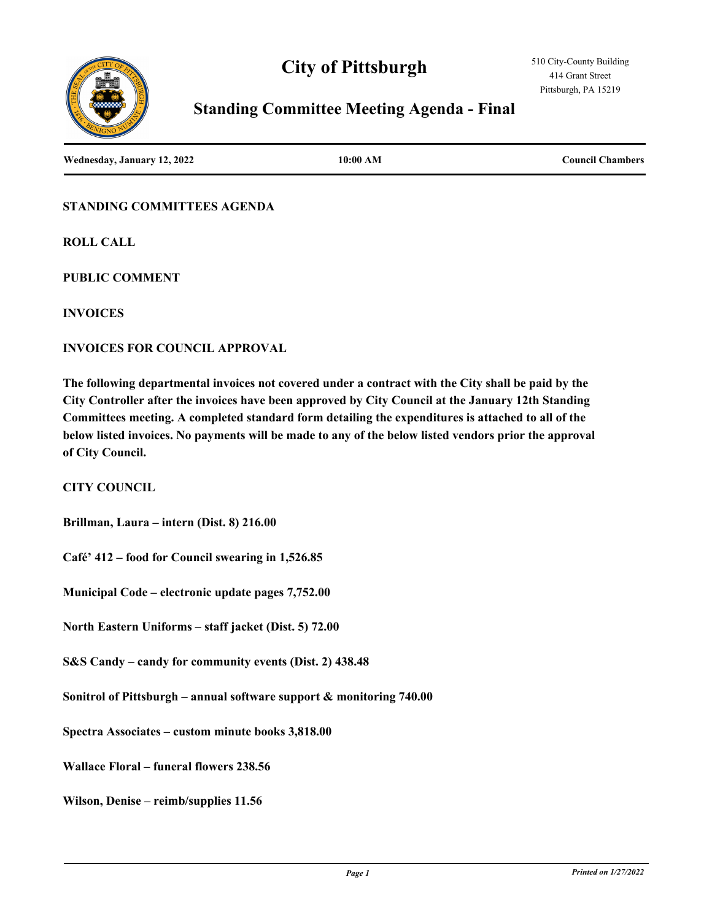# City of Pittsburgh

510 City-County Building
414 Grant Street
Pittsburgh, PA 15219

## Standing Committee Meeting Agenda - Final

| Wednesday, January 12, 2022 | 10:00 AM | Council Chambers |
|---|---|---|

**STANDING COMMITTEES AGENDA**

**ROLL CALL**

**PUBLIC COMMENT**

**INVOICES**

**INVOICES FOR COUNCIL APPROVAL**

**The following departmental invoices not covered under a contract with the City shall be paid by the City Controller after the invoices have been approved by City Council at the January 12th Standing Committees meeting. A completed standard form detailing the expenditures is attached to all of the below listed invoices. No payments will be made to any of the below listed vendors prior the approval of City Council.**

**CITY COUNCIL**

**Brillman, Laura – intern (Dist. 8) 216.00**

**Café' 412 – food for Council swearing in 1,526.85**

**Municipal Code – electronic update pages 7,752.00**

**North Eastern Uniforms – staff jacket (Dist. 5) 72.00**

**S&S Candy – candy for community events (Dist. 2) 438.48**

**Sonitrol of Pittsburgh – annual software support & monitoring 740.00**

**Spectra Associates – custom minute books 3,818.00**

**Wallace Floral – funeral flowers 238.56**

**Wilson, Denise – reimb/supplies 11.56**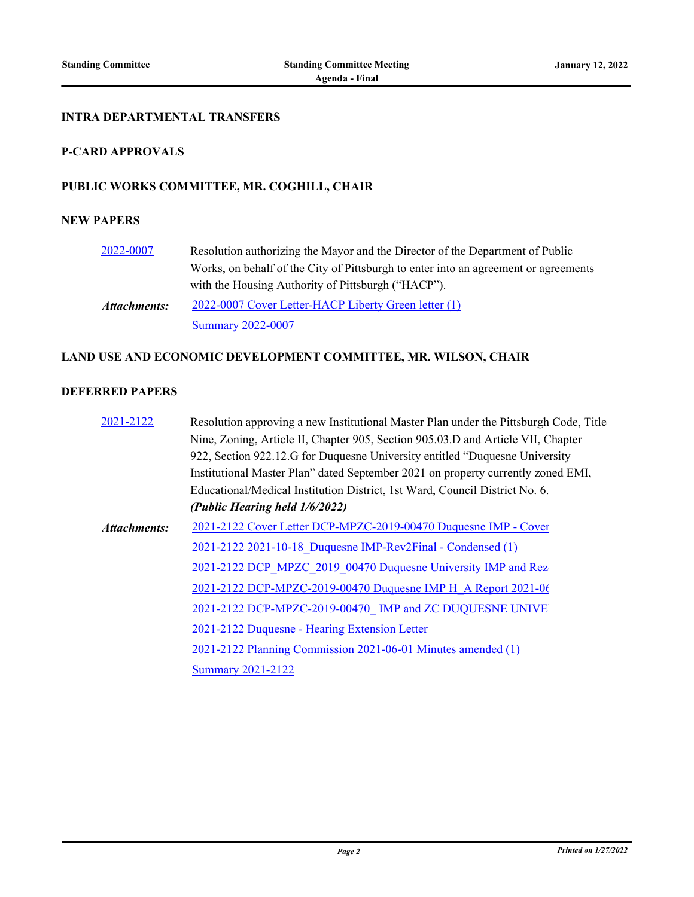## INTRA DEPARTMENTAL TRANSFERS

## P-CARD APPROVALS

## PUBLIC WORKS COMMITTEE, MR. COGHILL, CHAIR

## NEW PAPERS

[2022-0007] Resolution authorizing the Mayor and the Director of the Department of Public Works, on behalf of the City of Pittsburgh to enter into an agreement or agreements with the Housing Authority of Pittsburgh ("HACP").

***Attachments:*** 2022-0007 Cover Letter-HACP Liberty Green letter (1)
Summary 2022-0007

## LAND USE AND ECONOMIC DEVELOPMENT COMMITTEE, MR. WILSON, CHAIR

## DEFERRED PAPERS

[2021-2122] Resolution approving a new Institutional Master Plan under the Pittsburgh Code, Title Nine, Zoning, Article II, Chapter 905, Section 905.03.D and Article VII, Chapter 922, Section 922.12.G for Duquesne University entitled "Duquesne University Institutional Master Plan" dated September 2021 on property currently zoned EMI, Educational/Medical Institution District, 1st Ward, Council District No. 6.
***(Public Hearing held 1/6/2022)***

***Attachments:*** 2021-2122 Cover Letter DCP-MPZC-2019-00470 Duquesne IMP - Cover
2021-2122 2021-10-18_Duquesne IMP-Rev2Final - Condensed (1)
2021-2122 DCP_MPZC_2019_00470 Duquesne University IMP and Rez
2021-2122 DCP-MPZC-2019-00470 Duquesne IMP H_A Report 2021-06
2021-2122 DCP-MPZC-2019-00470_ IMP and ZC DUQUESNE UNIVE
2021-2122 Duquesne - Hearing Extension Letter
2021-2122 Planning Commission 2021-06-01 Minutes amended (1)
Summary 2021-2122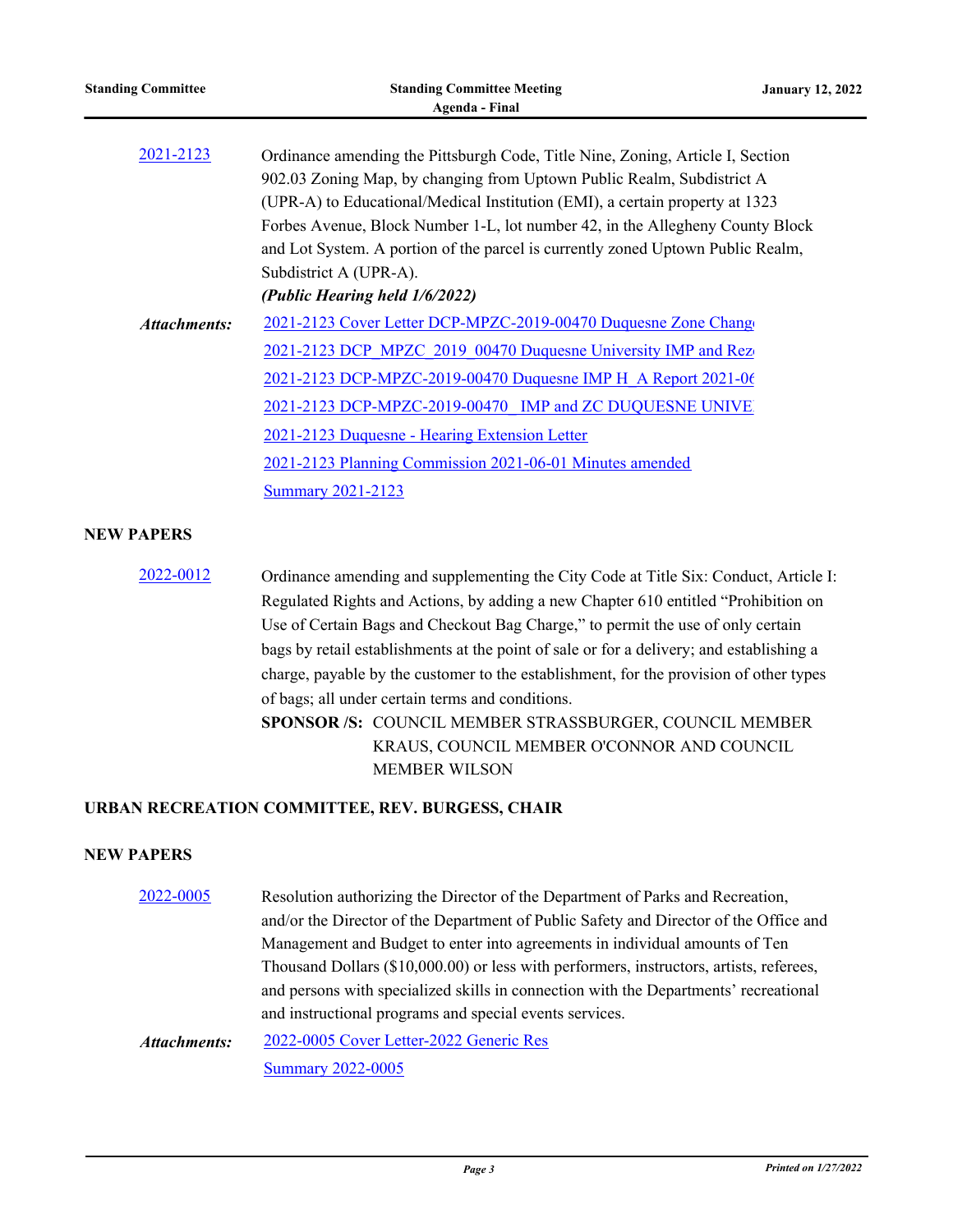[2021-2123] Ordinance amending the Pittsburgh Code, Title Nine, Zoning, Article I, Section 902.03 Zoning Map, by changing from Uptown Public Realm, Subdistrict A (UPR-A) to Educational/Medical Institution (EMI), a certain property at 1323 Forbes Avenue, Block Number 1-L, lot number 42, in the Allegheny County Block and Lot System. A portion of the parcel is currently zoned Uptown Public Realm, Subdistrict A (UPR-A).

***(Public Hearing held 1/6/2022)***

***Attachments:***
- 2021-2123 Cover Letter DCP-MPZC-2019-00470 Duquesne Zone Chang
- 2021-2123 DCP_MPZC_2019_00470 Duquesne University IMP and Rez
- 2021-2123 DCP-MPZC-2019-00470 Duquesne IMP H_A Report 2021-06
- 2021-2123 DCP-MPZC-2019-00470_ IMP and ZC DUQUESNE UNIVE
- 2021-2123 Duquesne - Hearing Extension Letter
- 2021-2123 Planning Commission 2021-06-01 Minutes amended
- Summary 2021-2123

## NEW PAPERS

[2022-0012] Ordinance amending and supplementing the City Code at Title Six: Conduct, Article I: Regulated Rights and Actions, by adding a new Chapter 610 entitled "Prohibition on Use of Certain Bags and Checkout Bag Charge," to permit the use of only certain bags by retail establishments at the point of sale or for a delivery; and establishing a charge, payable by the customer to the establishment, for the provision of other types of bags; all under certain terms and conditions.

**SPONSOR /S:** COUNCIL MEMBER STRASSBURGER, COUNCIL MEMBER KRAUS, COUNCIL MEMBER O'CONNOR AND COUNCIL MEMBER WILSON

## URBAN RECREATION COMMITTEE, REV. BURGESS, CHAIR

## NEW PAPERS

[2022-0005] Resolution authorizing the Director of the Department of Parks and Recreation, and/or the Director of the Department of Public Safety and Director of the Office and Management and Budget to enter into agreements in individual amounts of Ten Thousand Dollars ($10,000.00) or less with performers, instructors, artists, referees, and persons with specialized skills in connection with the Departments' recreational and instructional programs and special events services.

***Attachments:***
- 2022-0005 Cover Letter-2022 Generic Res
- Summary 2022-0005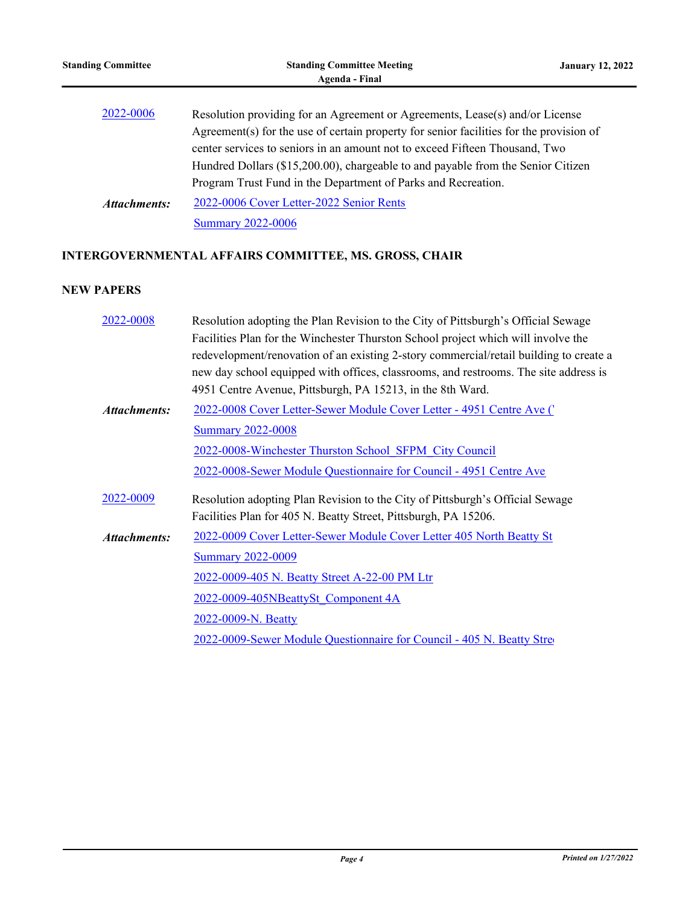2022-0006 Resolution providing for an Agreement or Agreements, Lease(s) and/or License Agreement(s) for the use of certain property for senior facilities for the provision of center services to seniors in an amount not to exceed Fifteen Thousand, Two Hundred Dollars ($15,200.00), chargeable to and payable from the Senior Citizen Program Trust Fund in the Department of Parks and Recreation.

***Attachments:*** 2022-0006 Cover Letter-2022 Senior Rents
Summary 2022-0006

**INTERGOVERNMENTAL AFFAIRS COMMITTEE, MS. GROSS, CHAIR**

**NEW PAPERS**

2022-0008 Resolution adopting the Plan Revision to the City of Pittsburgh's Official Sewage Facilities Plan for the Winchester Thurston School project which will involve the redevelopment/renovation of an existing 2-story commercial/retail building to create a new day school equipped with offices, classrooms, and restrooms. The site address is 4951 Centre Avenue, Pittsburgh, PA 15213, in the 8th Ward.

***Attachments:*** 2022-0008 Cover Letter-Sewer Module Cover Letter - 4951 Centre Ave (
Summary 2022-0008
2022-0008-Winchester Thurston School_SFPM_City Council
2022-0008-Sewer Module Questionnaire for Council - 4951 Centre Ave

2022-0009 Resolution adopting Plan Revision to the City of Pittsburgh's Official Sewage Facilities Plan for 405 N. Beatty Street, Pittsburgh, PA 15206.

***Attachments:*** 2022-0009 Cover Letter-Sewer Module Cover Letter 405 North Beatty St
Summary 2022-0009
2022-0009-405 N. Beatty Street A-22-00 PM Ltr
2022-0009-405NBeattySt_Component 4A
2022-0009-N. Beatty
2022-0009-Sewer Module Questionnaire for Council - 405 N. Beatty Stre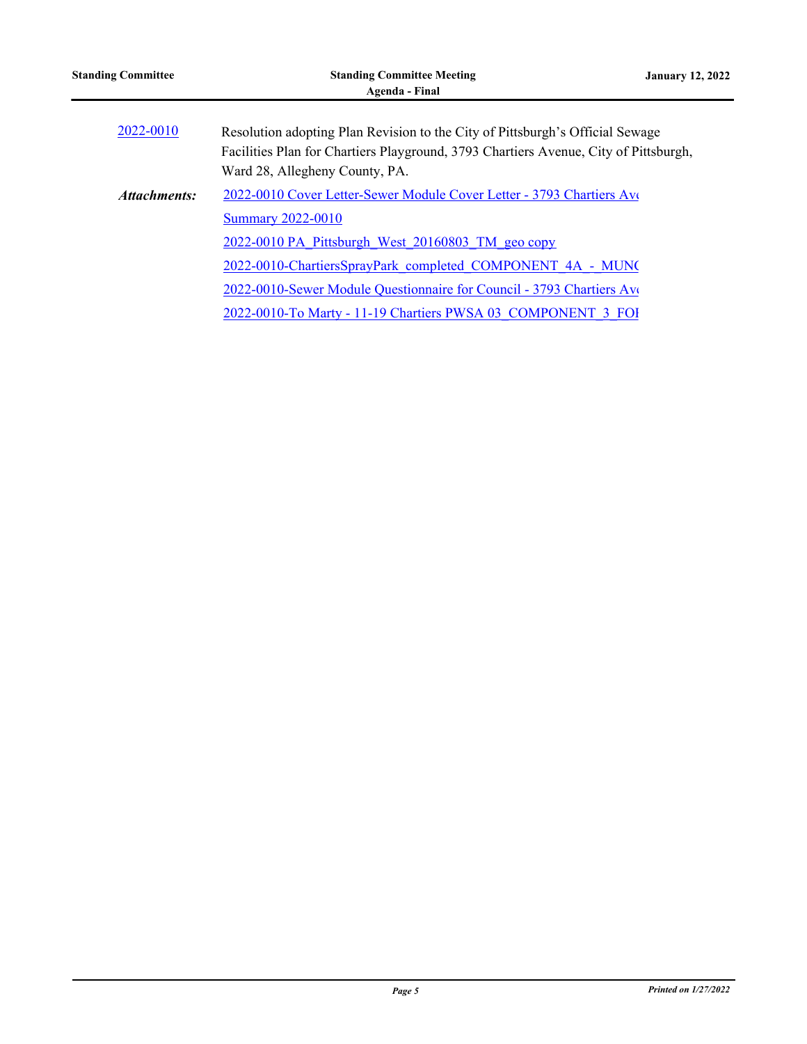2022-0010 Resolution adopting Plan Revision to the City of Pittsburgh's Official Sewage Facilities Plan for Chartiers Playground, 3793 Chartiers Avenue, City of Pittsburgh, Ward 28, Allegheny County, PA.

***Attachments:***
- 2022-0010 Cover Letter-Sewer Module Cover Letter - 3793 Chartiers Ave
- Summary 2022-0010
- 2022-0010 PA_Pittsburgh_West_20160803_TM_geo copy
- 2022-0010-ChartiersSprayPark_completed_COMPONENT_4A_-_MUNC
- 2022-0010-Sewer Module Questionnaire for Council - 3793 Chartiers Ave
- 2022-0010-To Marty - 11-19 Chartiers PWSA 03_COMPONENT_3_FOI